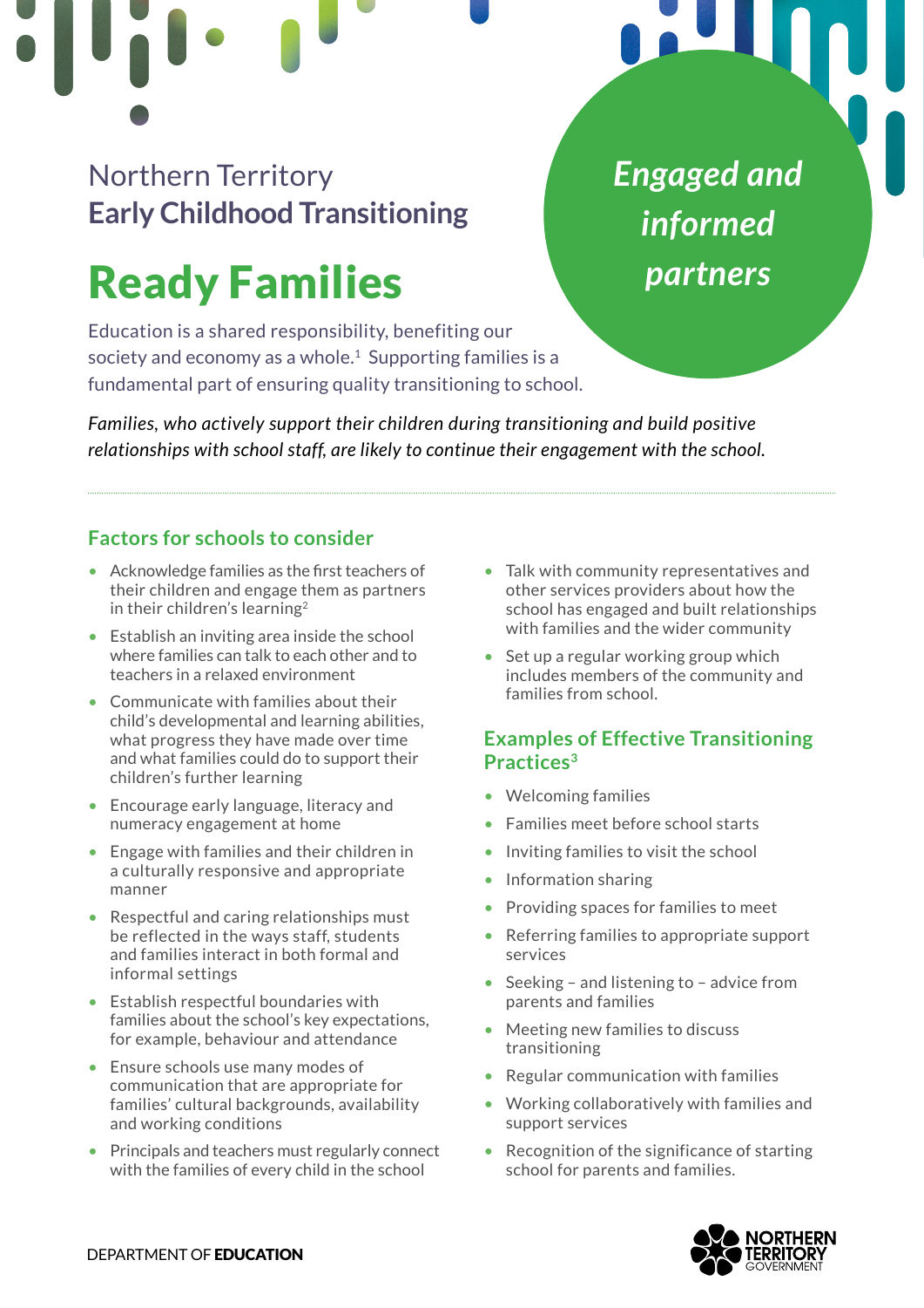Northern Territory
**Early Childhood Transitioning**

# Ready Families

*Engaged and informed partners*

Education is a shared responsibility, benefiting our society and economy as a whole.[1] Supporting families is a fundamental part of ensuring quality transitioning to school.

*Families, who actively support their children during transitioning and build positive relationships with school staff, are likely to continue their engagement with the school.*

## Factors for schools to consider

- Acknowledge families as the first teachers of their children and engage them as partners in their children's learning[2]
- Establish an inviting area inside the school where families can talk to each other and to teachers in a relaxed environment
- Communicate with families about their child's developmental and learning abilities, what progress they have made over time and what families could do to support their children's further learning
- Encourage early language, literacy and numeracy engagement at home
- Engage with families and their children in a culturally responsive and appropriate manner
- Respectful and caring relationships must be reflected in the ways staff, students and families interact in both formal and informal settings
- Establish respectful boundaries with families about the school's key expectations, for example, behaviour and attendance
- Ensure schools use many modes of communication that are appropriate for families' cultural backgrounds, availability and working conditions
- Principals and teachers must regularly connect with the families of every child in the school
- Talk with community representatives and other services providers about how the school has engaged and built relationships with families and the wider community
- Set up a regular working group which includes members of the community and families from school.

## Examples of Effective Transitioning Practices[3]

- Welcoming families
- Families meet before school starts
- Inviting families to visit the school
- Information sharing
- Providing spaces for families to meet
- Referring families to appropriate support services
- Seeking – and listening to – advice from parents and families
- Meeting new families to discuss transitioning
- Regular communication with families
- Working collaboratively with families and support services
- Recognition of the significance of starting school for parents and families.

DEPARTMENT OF **EDUCATION**

NORTHERN TERRITORY GOVERNMENT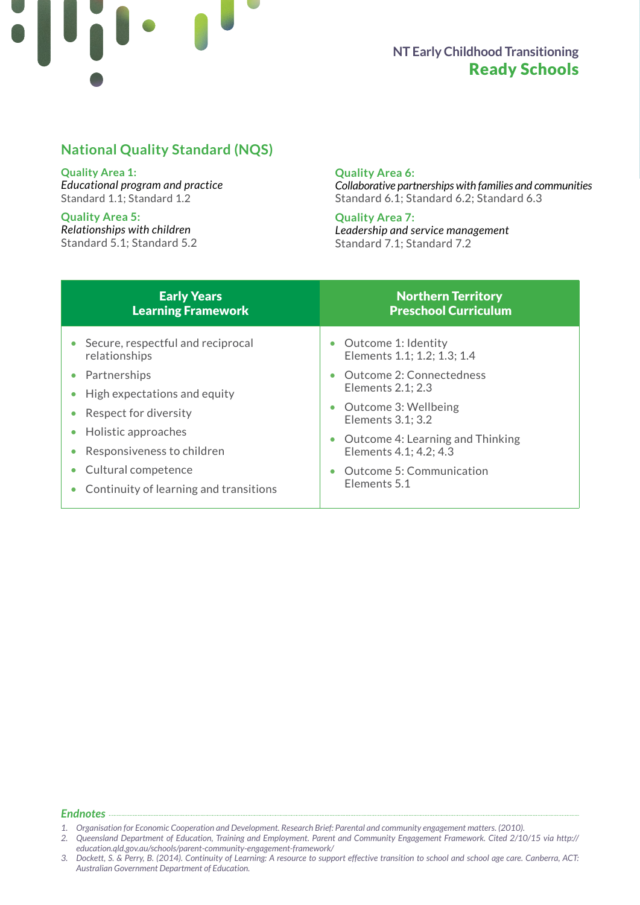## National Quality Standard (NQS)

**Quality Area 1:**
*Educational program and practice*
Standard 1.1; Standard 1.2

**Quality Area 5:**
*Relationships with children*
Standard 5.1; Standard 5.2

**Quality Area 6:**
*Collaborative partnerships with families and communities*
Standard 6.1; Standard 6.2; Standard 6.3

**Quality Area 7:**
*Leadership and service management*
Standard 7.1; Standard 7.2

| Early Years Learning Framework | Northern Territory Preschool Curriculum |
|---|---|
| • Secure, respectful and reciprocal relationships<br>• Partnerships<br>• High expectations and equity<br>• Respect for diversity<br>• Holistic approaches<br>• Responsiveness to children<br>• Cultural competence<br>• Continuity of learning and transitions | • Outcome 1: Identity Elements 1.1; 1.2; 1.3; 1.4<br>• Outcome 2: Connectedness Elements 2.1; 2.3<br>• Outcome 3: Wellbeing Elements 3.1; 3.2<br>• Outcome 4: Learning and Thinking Elements 4.1; 4.2; 4.3<br>• Outcome 5: Communication Elements 5.1 |

### Endnotes

1. *Organisation for Economic Cooperation and Development. Research Brief: Parental and community engagement matters. (2010).*
2. *Queensland Department of Education, Training and Employment. Parent and Community Engagement Framework. Cited 2/10/15 via http://education.qld.gov.au/schools/parent-community-engagement-framework/*
3. *Dockett, S. & Perry, B. (2014). Continuity of Learning: A resource to support effective transition to school and school age care. Canberra, ACT: Australian Government Department of Education.*